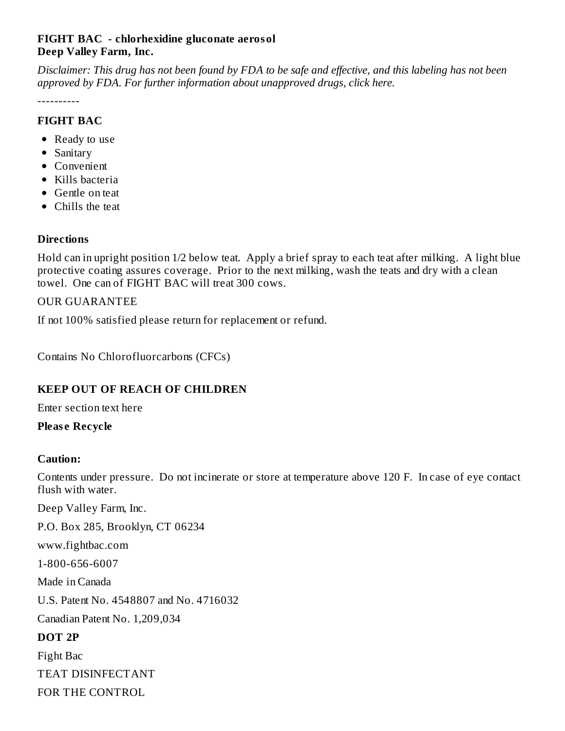**FIGHT BAC - chlorhexidine gluconate aerosol**
**Deep Valley Farm, Inc.**

*Disclaimer: This drug has not been found by FDA to be safe and effective, and this labeling has not been approved by FDA. For further information about unapproved drugs, click here.*

----------

## FIGHT BAC

- Ready to use
- Sanitary
- Convenient
- Kills bacteria
- Gentle on teat
- Chills the teat

## Directions

Hold can in upright position 1/2 below teat. Apply a brief spray to each teat after milking. A light blue protective coating assures coverage. Prior to the next milking, wash the teats and dry with a clean towel. One can of FIGHT BAC will treat 300 cows.

OUR GUARANTEE

If not 100% satisfied please return for replacement or refund.

Contains No Chlorofluorcarbons (CFCs)

## KEEP OUT OF REACH OF CHILDREN

Enter section text here

**Please Recycle**

## Caution:

Contents under pressure. Do not incinerate or store at temperature above 120 F. In case of eye contact flush with water.

Deep Valley Farm, Inc.

P.O. Box 285, Brooklyn, CT 06234

www.fightbac.com

1-800-656-6007

Made in Canada

U.S. Patent No. 4548807 and No. 4716032

Canadian Patent No. 1,209,034

## DOT 2P

Fight Bac

TEAT DISINFECTANT

FOR THE CONTROL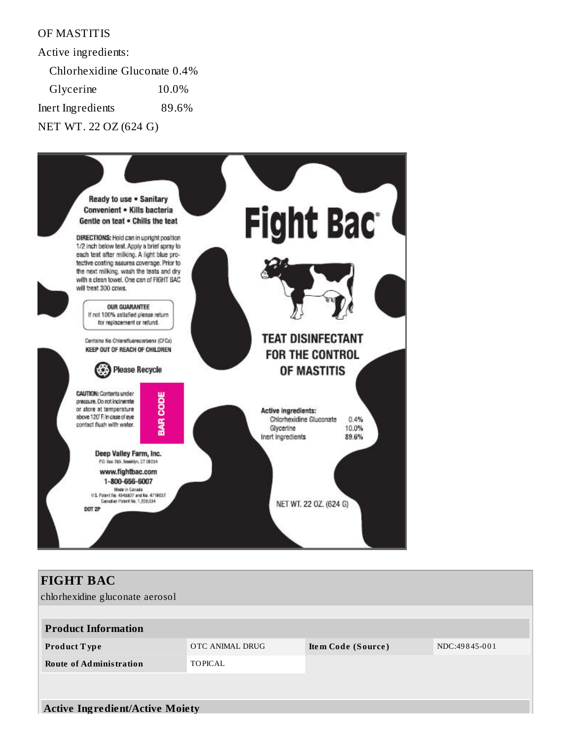OF MASTITIS

Active ingredients:

Chlorhexidine Gluconate 0.4%

Glycerine 10.0%

Inert Ingredients 89.6%

NET WT. 22 OZ (624 G)

Ready to use • Sanitary
Convenient • Kills bacteria
Gentle on teat • Chills the teat

**DIRECTIONS:** Hold can in upright position 1/2 inch below teat. Apply a brief spray to each teat after milking. A light blue protective coating assures coverage. Prior to the next milking, wash the teats and dry with a clean towel. One can of FIGHT BAC will treat 300 cows.

**OUR GUARANTEE**
If not 100% satisfied please return for replacement or refund.

Contains No Chlorofluorocarbons (CFCs)
**KEEP OUT OF REACH OF CHILDREN**

Please Recycle

**CAUTION:** Contents under pressure. Do not incinerate or store at temperature above 120° F. In case of eye contact flush with water.

BAR CODE

**Deep Valley Farm, Inc.**
P.O. Box 285, Brooklyn, CT 06234
www.fightbac.com
1-800-656-6007
Made in Canada
U.S. Patent No. 4548807 and No. 4716032
Canadian Patent No. 1,209,034
DOT 2P

# Fight Bac®

**TEAT DISINFECTANT FOR THE CONTROL OF MASTITIS**

**Active ingredients:**

| | |
|---|---|
| Chlorhexidine Gluconate | 0.4% |
| Glycerine | 10.0% |
| Inert Ingredients | 89.6% |

NET WT. 22 OZ. (624 G)

## FIGHT BAC

chlorhexidine gluconate aerosol

| Product Information | | | |
|---|---|---|---|
| **Product Type** | OTC ANIMAL DRUG | **Item Code (Source)** | NDC:49845-001 |
| **Route of Administration** | TOPICAL | | |

| Active Ingredient/Active Moiety |
|---|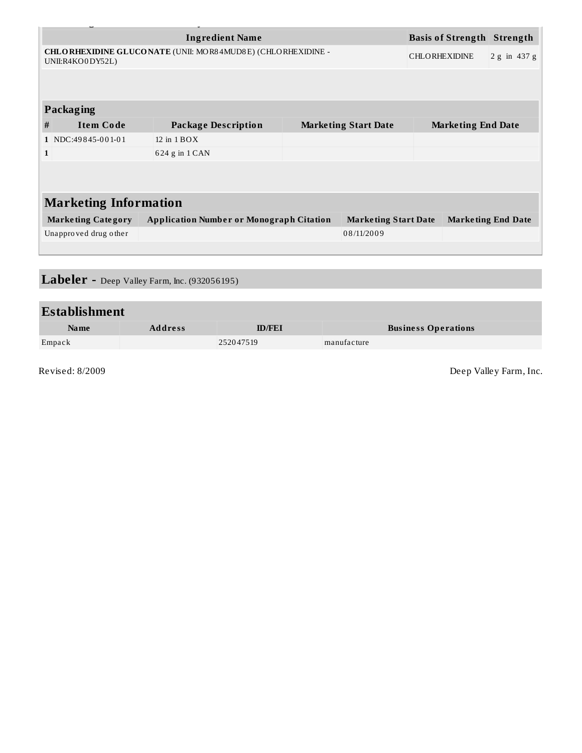| Ingredient Name | Basis of Strength | Strength |
|---|---|---|
| **CHLORHEXIDINE GLUCONATE** (UNII: MOR84MUD8E) (CHLORHEXIDINE - UNII:R4KO0DY52L) | CHLORHEXIDINE | 2 g in 437 g |

### Packaging

| # | Item Code | Package Description | Marketing Start Date | Marketing End Date |
|---|---|---|---|---|
| 1 | NDC:49845-001-01 | 12 in 1 BOX | | |
| 1 | | 624 g in 1 CAN | | |

## Marketing Information

| Marketing Category | Application Number or Monograph Citation | Marketing Start Date | Marketing End Date |
|---|---|---|---|
| Unapproved drug other | | 08/11/2009 | |

## Labeler - Deep Valley Farm, Inc. (932056195)

## Establishment

| Name | Address | ID/FEI | Business Operations |
|---|---|---|---|
| Empack | | 252047519 | manufacture |

Revised: 8/2009

Deep Valley Farm, Inc.